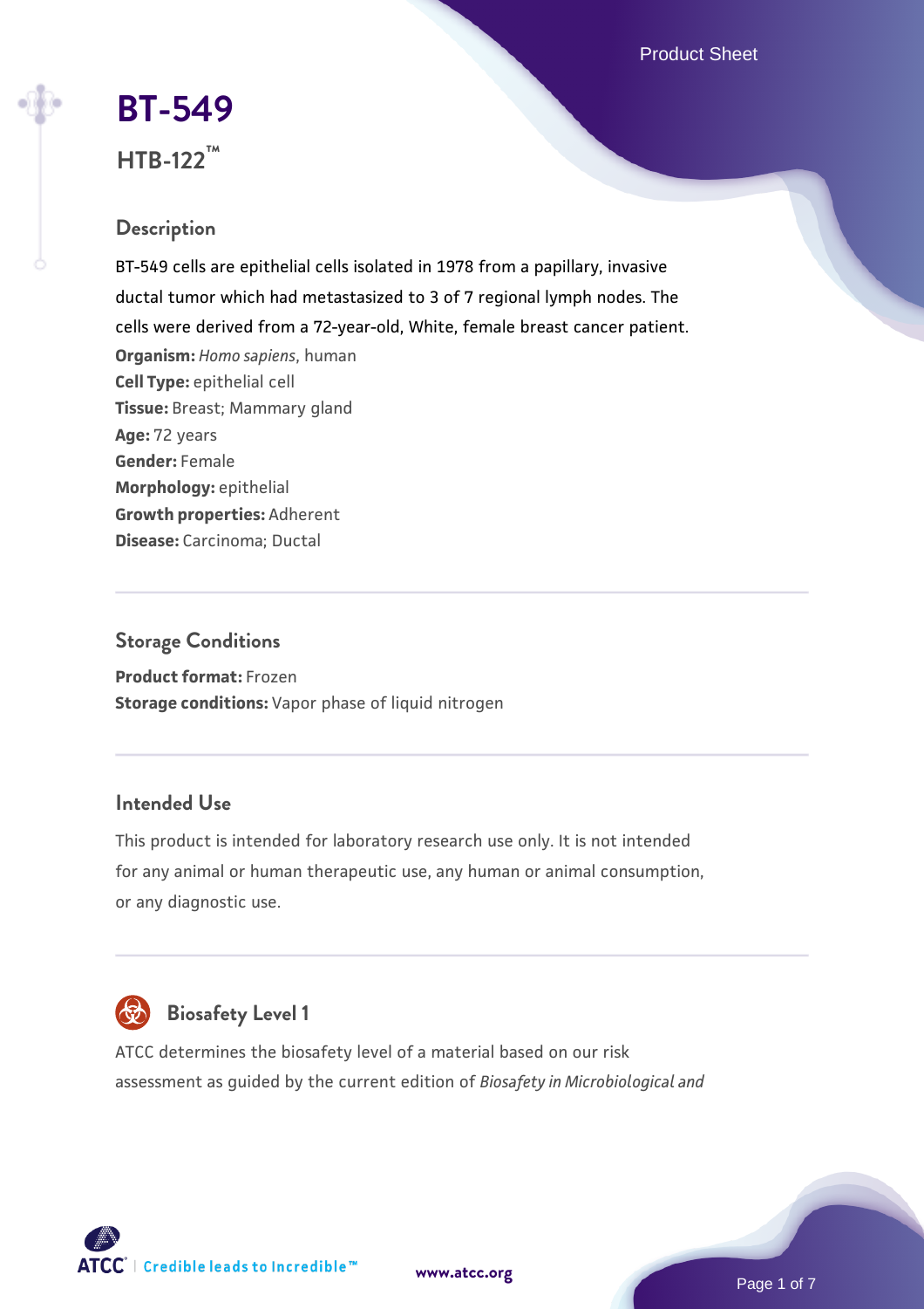# BT-549

## HTB-122™

### Description

BT-549 cells are epithelial cells isolated in 1978 from a papillary, invasive ductal tumor which had metastasized to 3 of 7 regional lymph nodes. The cells were derived from a 72-year-old, White, female breast cancer patient.

**Organism:** *Homo sapiens*, human
**Cell Type:** epithelial cell
**Tissue:** Breast; Mammary gland
**Age:** 72 years
**Gender:** Female
**Morphology:** epithelial
**Growth properties:** Adherent
**Disease:** Carcinoma; Ductal

### Storage Conditions

**Product format:** Frozen
**Storage conditions:** Vapor phase of liquid nitrogen

### Intended Use

This product is intended for laboratory research use only. It is not intended for any animal or human therapeutic use, any human or animal consumption, or any diagnostic use.

### Biosafety Level 1

ATCC determines the biosafety level of a material based on our risk assessment as guided by the current edition of *Biosafety in Microbiological and*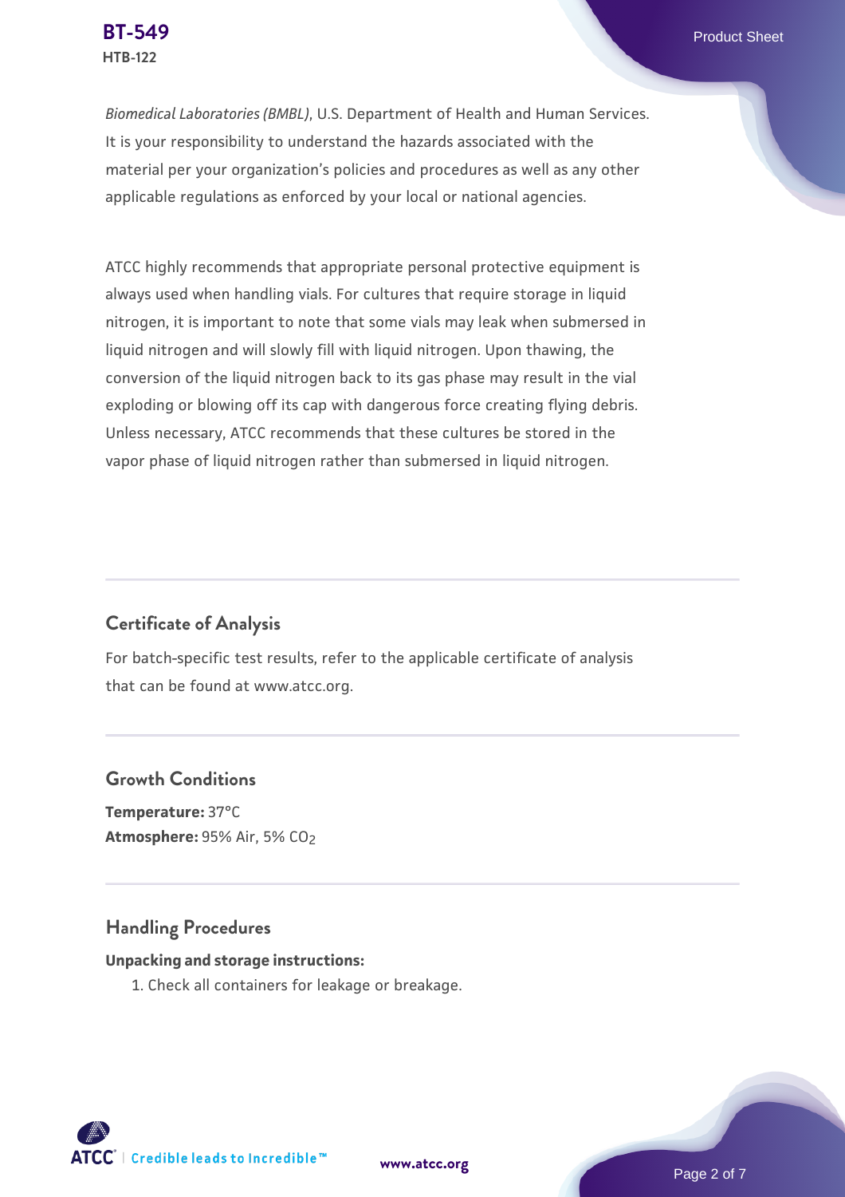*Biomedical Laboratories (BMBL)*, U.S. Department of Health and Human Services. It is your responsibility to understand the hazards associated with the material per your organization's policies and procedures as well as any other applicable regulations as enforced by your local or national agencies.

ATCC highly recommends that appropriate personal protective equipment is always used when handling vials. For cultures that require storage in liquid nitrogen, it is important to note that some vials may leak when submersed in liquid nitrogen and will slowly fill with liquid nitrogen. Upon thawing, the conversion of the liquid nitrogen back to its gas phase may result in the vial exploding or blowing off its cap with dangerous force creating flying debris. Unless necessary, ATCC recommends that these cultures be stored in the vapor phase of liquid nitrogen rather than submersed in liquid nitrogen.

## Certificate of Analysis

For batch-specific test results, refer to the applicable certificate of analysis that can be found at www.atcc.org.

## Growth Conditions

**Temperature:** 37°C
**Atmosphere:** 95% Air, 5% $CO_2$

## Handling Procedures

**Unpacking and storage instructions:**

1. Check all containers for leakage or breakage.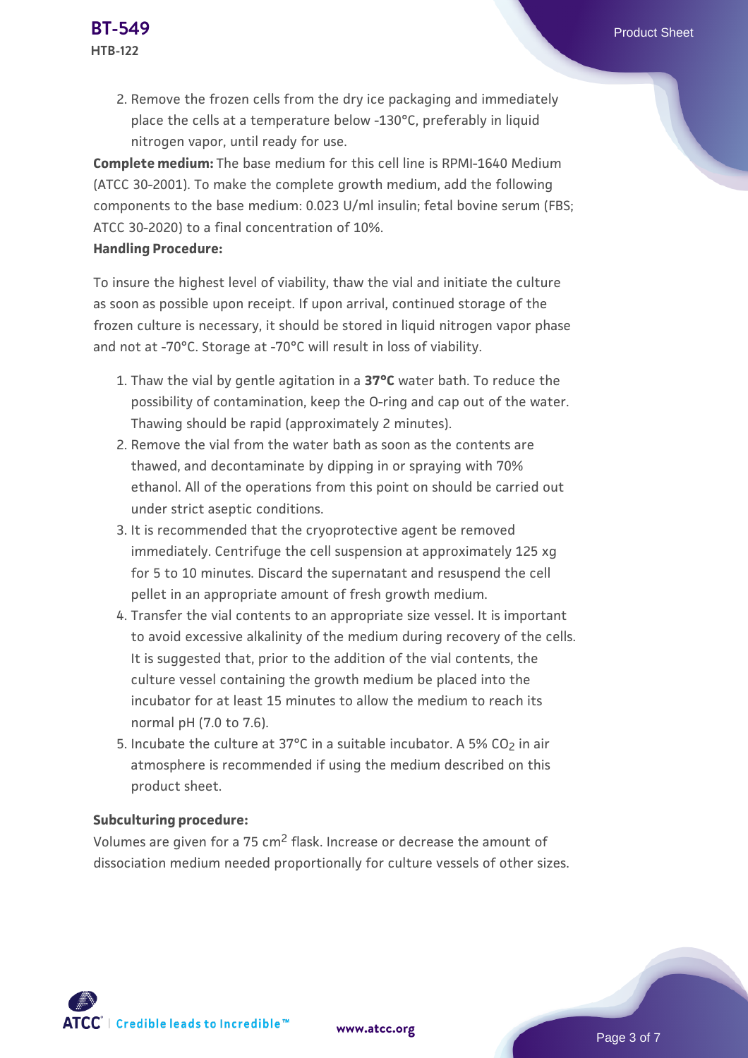2. Remove the frozen cells from the dry ice packaging and immediately place the cells at a temperature below -130°C, preferably in liquid nitrogen vapor, until ready for use.

**Complete medium:** The base medium for this cell line is RPMI-1640 Medium (ATCC 30-2001). To make the complete growth medium, add the following components to the base medium: 0.023 U/ml insulin; fetal bovine serum (FBS; ATCC 30-2020) to a final concentration of 10%.

**Handling Procedure:**

To insure the highest level of viability, thaw the vial and initiate the culture as soon as possible upon receipt. If upon arrival, continued storage of the frozen culture is necessary, it should be stored in liquid nitrogen vapor phase and not at -70°C. Storage at -70°C will result in loss of viability.

1. Thaw the vial by gentle agitation in a **37°C** water bath. To reduce the possibility of contamination, keep the O-ring and cap out of the water. Thawing should be rapid (approximately 2 minutes).
2. Remove the vial from the water bath as soon as the contents are thawed, and decontaminate by dipping in or spraying with 70% ethanol. All of the operations from this point on should be carried out under strict aseptic conditions.
3. It is recommended that the cryoprotective agent be removed immediately. Centrifuge the cell suspension at approximately 125 xg for 5 to 10 minutes. Discard the supernatant and resuspend the cell pellet in an appropriate amount of fresh growth medium.
4. Transfer the vial contents to an appropriate size vessel. It is important to avoid excessive alkalinity of the medium during recovery of the cells. It is suggested that, prior to the addition of the vial contents, the culture vessel containing the growth medium be placed into the incubator for at least 15 minutes to allow the medium to reach its normal pH (7.0 to 7.6).
5. Incubate the culture at 37°C in a suitable incubator. A 5% $CO_2$ in air atmosphere is recommended if using the medium described on this product sheet.

**Subculturing procedure:**

Volumes are given for a 75 $cm^2$ flask. Increase or decrease the amount of dissociation medium needed proportionally for culture vessels of other sizes.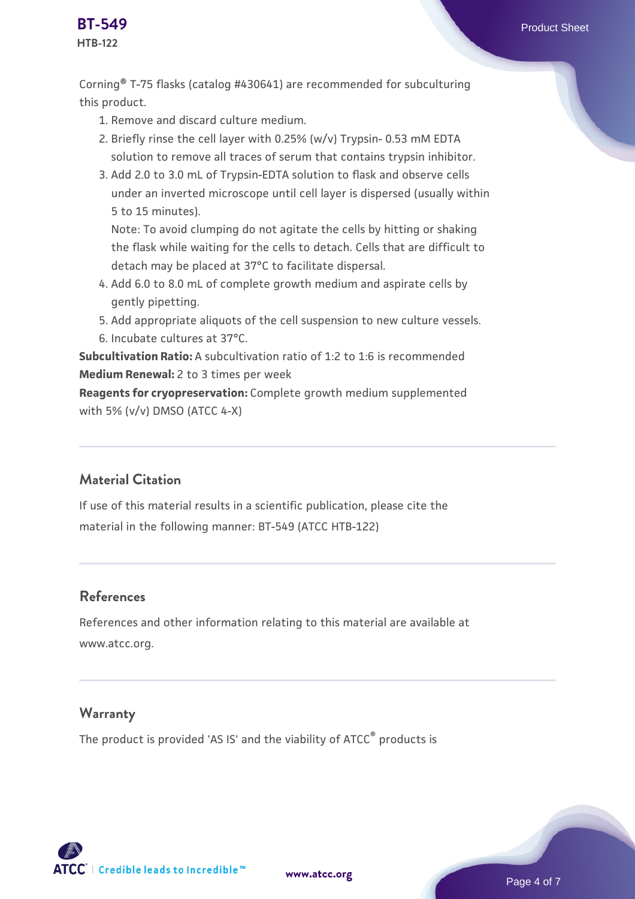Corning® T-75 flasks (catalog #430641) are recommended for subculturing this product.

1. Remove and discard culture medium.
2. Briefly rinse the cell layer with 0.25% (w/v) Trypsin- 0.53 mM EDTA solution to remove all traces of serum that contains trypsin inhibitor.
3. Add 2.0 to 3.0 mL of Trypsin-EDTA solution to flask and observe cells under an inverted microscope until cell layer is dispersed (usually within 5 to 15 minutes).
   Note: To avoid clumping do not agitate the cells by hitting or shaking the flask while waiting for the cells to detach. Cells that are difficult to detach may be placed at 37°C to facilitate dispersal.
4. Add 6.0 to 8.0 mL of complete growth medium and aspirate cells by gently pipetting.
5. Add appropriate aliquots of the cell suspension to new culture vessels.
6. Incubate cultures at 37°C.

**Subcultivation Ratio:** A subcultivation ratio of 1:2 to 1:6 is recommended
**Medium Renewal:** 2 to 3 times per week
**Reagents for cryopreservation:** Complete growth medium supplemented with 5% (v/v) DMSO (ATCC 4-X)

## Material Citation

If use of this material results in a scientific publication, please cite the material in the following manner: BT-549 (ATCC HTB-122)

## References

References and other information relating to this material are available at www.atcc.org.

## Warranty

The product is provided 'AS IS' and the viability of ATCC® products is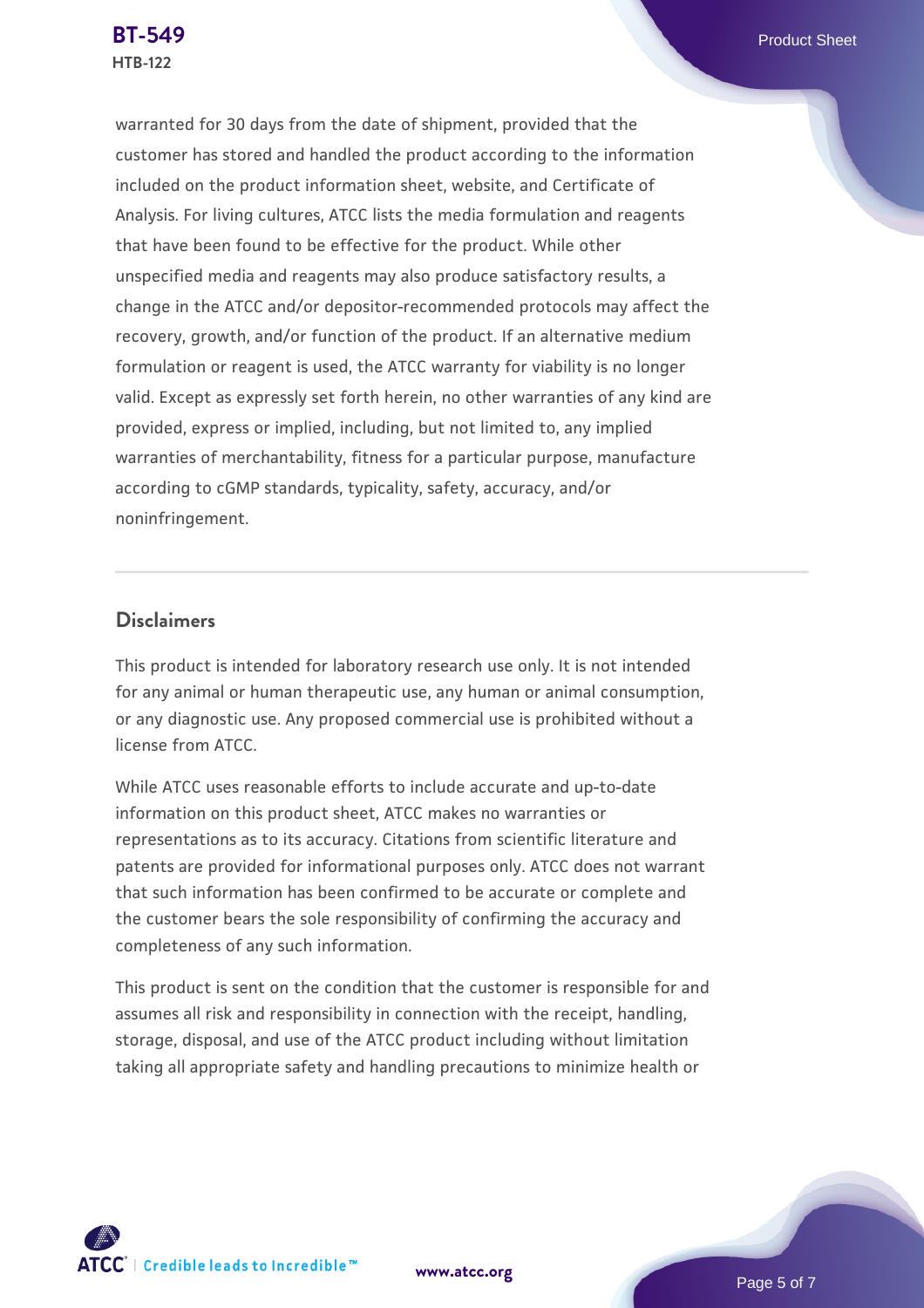warranted for 30 days from the date of shipment, provided that the customer has stored and handled the product according to the information included on the product information sheet, website, and Certificate of Analysis. For living cultures, ATCC lists the media formulation and reagents that have been found to be effective for the product. While other unspecified media and reagents may also produce satisfactory results, a change in the ATCC and/or depositor-recommended protocols may affect the recovery, growth, and/or function of the product. If an alternative medium formulation or reagent is used, the ATCC warranty for viability is no longer valid. Except as expressly set forth herein, no other warranties of any kind are provided, express or implied, including, but not limited to, any implied warranties of merchantability, fitness for a particular purpose, manufacture according to cGMP standards, typicality, safety, accuracy, and/or noninfringement.

## Disclaimers

This product is intended for laboratory research use only. It is not intended for any animal or human therapeutic use, any human or animal consumption, or any diagnostic use. Any proposed commercial use is prohibited without a license from ATCC.

While ATCC uses reasonable efforts to include accurate and up-to-date information on this product sheet, ATCC makes no warranties or representations as to its accuracy. Citations from scientific literature and patents are provided for informational purposes only. ATCC does not warrant that such information has been confirmed to be accurate or complete and the customer bears the sole responsibility of confirming the accuracy and completeness of any such information.

This product is sent on the condition that the customer is responsible for and assumes all risk and responsibility in connection with the receipt, handling, storage, disposal, and use of the ATCC product including without limitation taking all appropriate safety and handling precautions to minimize health or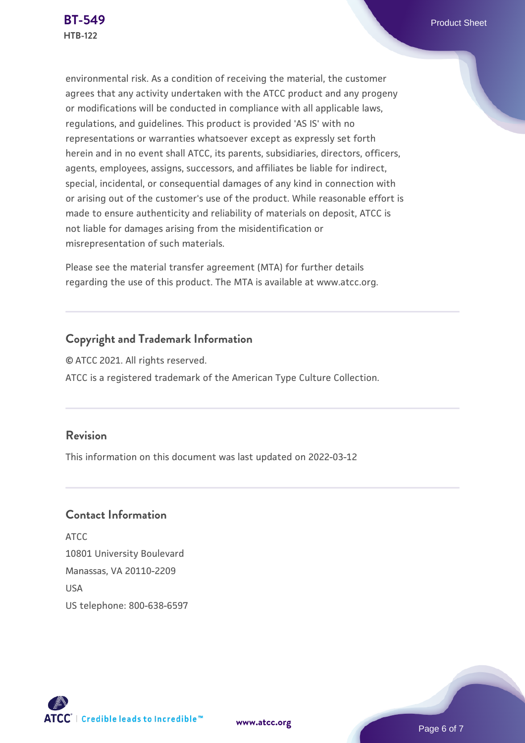environmental risk. As a condition of receiving the material, the customer agrees that any activity undertaken with the ATCC product and any progeny or modifications will be conducted in compliance with all applicable laws, regulations, and guidelines. This product is provided 'AS IS' with no representations or warranties whatsoever except as expressly set forth herein and in no event shall ATCC, its parents, subsidiaries, directors, officers, agents, employees, assigns, successors, and affiliates be liable for indirect, special, incidental, or consequential damages of any kind in connection with or arising out of the customer's use of the product. While reasonable effort is made to ensure authenticity and reliability of materials on deposit, ATCC is not liable for damages arising from the misidentification or misrepresentation of such materials.

Please see the material transfer agreement (MTA) for further details regarding the use of this product. The MTA is available at www.atcc.org.

## Copyright and Trademark Information

© ATCC 2021. All rights reserved.

ATCC is a registered trademark of the American Type Culture Collection.

## Revision

This information on this document was last updated on 2022-03-12

## Contact Information

ATCC
10801 University Boulevard
Manassas, VA 20110-2209
USA
US telephone: 800-638-6597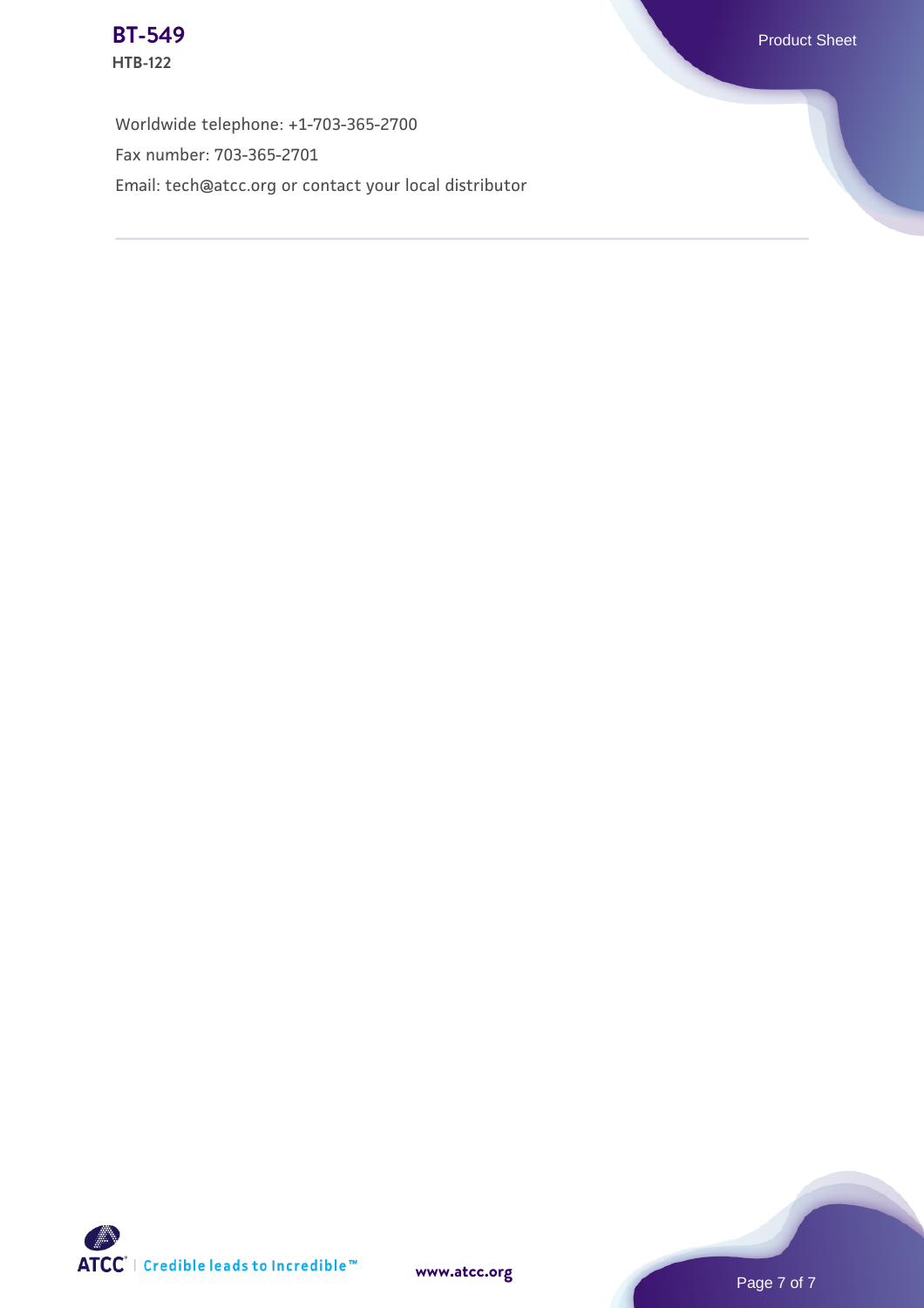Worldwide telephone: +1-703-365-2700

Fax number: 703-365-2701

Email: tech@atcc.org or contact your local distributor